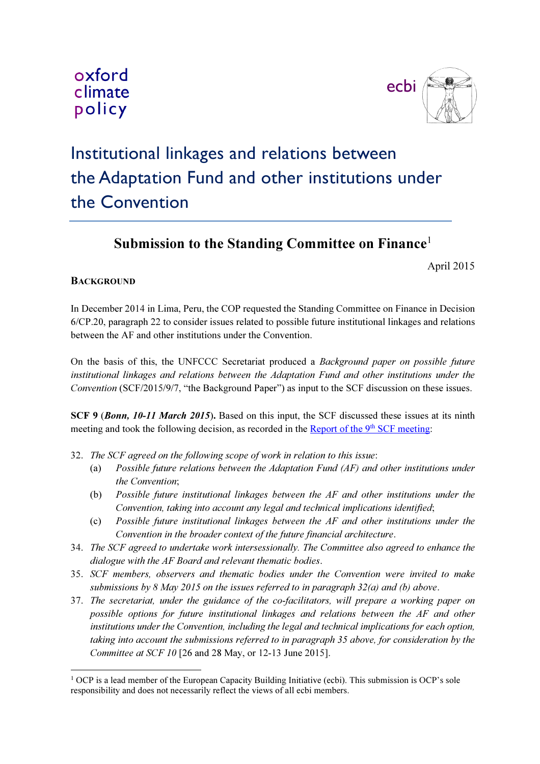oxford climate policy

ecbi

# Institutional linkages and relations between the Adaptation Fund and other institutions under the Convention

## Submission to the Standing Committee on Finance[1]

April 2015

### Background

In December 2014 in Lima, Peru, the COP requested the Standing Committee on Finance in Decision 6/CP.20, paragraph 22 to consider issues related to possible future institutional linkages and relations between the AF and other institutions under the Convention.

On the basis of this, the UNFCCC Secretariat produced a *Background paper on possible future institutional linkages and relations between the Adaptation Fund and other institutions under the Convention* (SCF/2015/9/7, "the Background Paper") as input to the SCF discussion on these issues.

**SCF 9 (*Bonn, 10-11 March 2015*).** Based on this input, the SCF discussed these issues at its ninth meeting and took the following decision, as recorded in the Report of the 9th SCF meeting:

32. *The SCF agreed on the following scope of work in relation to this issue*:
    (a) *Possible future relations between the Adaptation Fund (AF) and other institutions under the Convention*;
    (b) *Possible future institutional linkages between the AF and other institutions under the Convention, taking into account any legal and technical implications identified*;
    (c) *Possible future institutional linkages between the AF and other institutions under the Convention in the broader context of the future financial architecture*.
34. *The SCF agreed to undertake work intersessionally. The Committee also agreed to enhance the dialogue with the AF Board and relevant thematic bodies*.
35. *SCF members, observers and thematic bodies under the Convention were invited to make submissions by 8 May 2015 on the issues referred to in paragraph 32(a) and (b) above*.
37. *The secretariat, under the guidance of the co-facilitators, will prepare a working paper on possible options for future institutional linkages and relations between the AF and other institutions under the Convention, including the legal and technical implications for each option, taking into account the submissions referred to in paragraph 35 above, for consideration by the Committee at SCF 10* [26 and 28 May, or 12-13 June 2015].

---

[1] OCP is a lead member of the European Capacity Building Initiative (ecbi). This submission is OCP's sole responsibility and does not necessarily reflect the views of all ecbi members.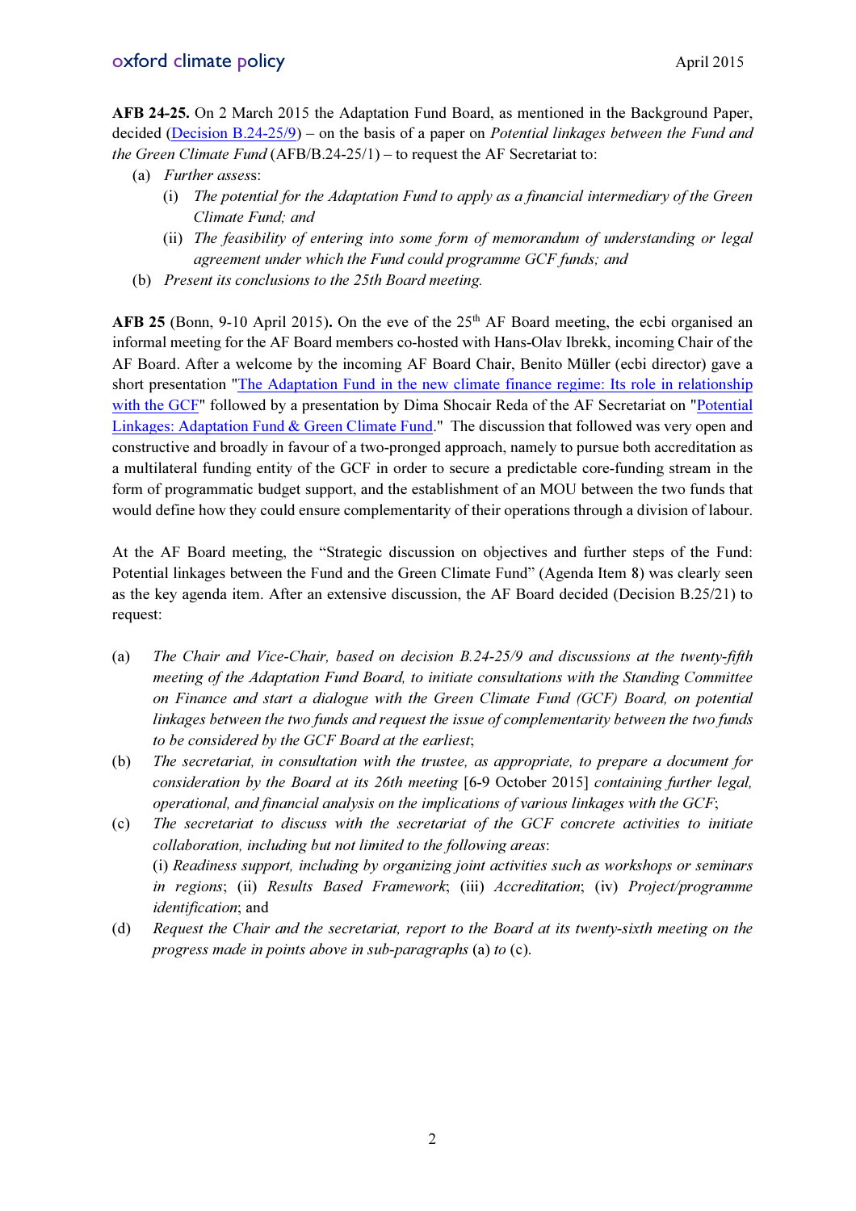**AFB 24-25.** On 2 March 2015 the Adaptation Fund Board, as mentioned in the Background Paper, decided (Decision B.24-25/9) – on the basis of a paper on *Potential linkages between the Fund and the Green Climate Fund* (AFB/B.24-25/1) – to request the AF Secretariat to:

(a) *Further assess*:
   (i) *The potential for the Adaptation Fund to apply as a financial intermediary of the Green Climate Fund; and*
   (ii) *The feasibility of entering into some form of memorandum of understanding or legal agreement under which the Fund could programme GCF funds; and*

(b) *Present its conclusions to the 25th Board meeting.*

**AFB 25** (Bonn, 9-10 April 2015)**.** On the eve of the 25th AF Board meeting, the ecbi organised an informal meeting for the AF Board members co-hosted with Hans-Olav Ibrekk, incoming Chair of the AF Board. After a welcome by the incoming AF Board Chair, Benito Müller (ecbi director) gave a short presentation "The Adaptation Fund in the new climate finance regime: Its role in relationship with the GCF" followed by a presentation by Dima Shocair Reda of the AF Secretariat on "Potential Linkages: Adaptation Fund & Green Climate Fund." The discussion that followed was very open and constructive and broadly in favour of a two-pronged approach, namely to pursue both accreditation as a multilateral funding entity of the GCF in order to secure a predictable core-funding stream in the form of programmatic budget support, and the establishment of an MOU between the two funds that would define how they could ensure complementarity of their operations through a division of labour.

At the AF Board meeting, the "Strategic discussion on objectives and further steps of the Fund: Potential linkages between the Fund and the Green Climate Fund" (Agenda Item 8) was clearly seen as the key agenda item. After an extensive discussion, the AF Board decided (Decision B.25/21) to request:

(a) *The Chair and Vice-Chair, based on decision B.24-25/9 and discussions at the twenty-fifth meeting of the Adaptation Fund Board, to initiate consultations with the Standing Committee on Finance and start a dialogue with the Green Climate Fund (GCF) Board, on potential linkages between the two funds and request the issue of complementarity between the two funds to be considered by the GCF Board at the earliest*;

(b) *The secretariat, in consultation with the trustee, as appropriate, to prepare a document for consideration by the Board at its 26th meeting* [6-9 October 2015] *containing further legal, operational, and financial analysis on the implications of various linkages with the GCF*;

(c) *The secretariat to discuss with the secretariat of the GCF concrete activities to initiate collaboration, including but not limited to the following areas*:
(i) *Readiness support, including by organizing joint activities such as workshops or seminars in regions*; (ii) *Results Based Framework*; (iii) *Accreditation*; (iv) *Project/programme identification*; and

(d) *Request the Chair and the secretariat, report to the Board at its twenty-sixth meeting on the progress made in points above in sub-paragraphs* (a) *to* (c).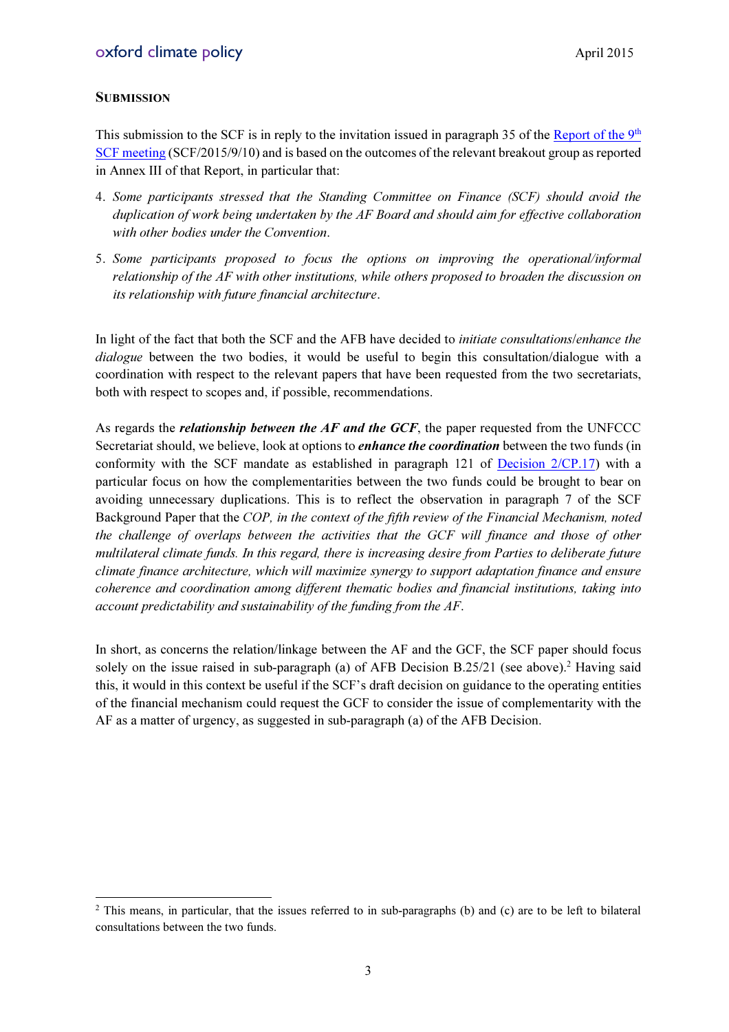**SUBMISSION**

This submission to the SCF is in reply to the invitation issued in paragraph 35 of the Report of the 9th SCF meeting (SCF/2015/9/10) and is based on the outcomes of the relevant breakout group as reported in Annex III of that Report, in particular that:

4. *Some participants stressed that the Standing Committee on Finance (SCF) should avoid the duplication of work being undertaken by the AF Board and should aim for effective collaboration with other bodies under the Convention.*
5. *Some participants proposed to focus the options on improving the operational/informal relationship of the AF with other institutions, while others proposed to broaden the discussion on its relationship with future financial architecture.*

In light of the fact that both the SCF and the AFB have decided to *initiate consultations*/*enhance the dialogue* between the two bodies, it would be useful to begin this consultation/dialogue with a coordination with respect to the relevant papers that have been requested from the two secretariats, both with respect to scopes and, if possible, recommendations.

As regards the ***relationship between the AF and the GCF***, the paper requested from the UNFCCC Secretariat should, we believe, look at options to ***enhance the coordination*** between the two funds (in conformity with the SCF mandate as established in paragraph 121 of Decision 2/CP.17) with a particular focus on how the complementarities between the two funds could be brought to bear on avoiding unnecessary duplications. This is to reflect the observation in paragraph 7 of the SCF Background Paper that the *COP, in the context of the fifth review of the Financial Mechanism, noted the challenge of overlaps between the activities that the GCF will finance and those of other multilateral climate funds. In this regard, there is increasing desire from Parties to deliberate future climate finance architecture, which will maximize synergy to support adaptation finance and ensure coherence and coordination among different thematic bodies and financial institutions, taking into account predictability and sustainability of the funding from the AF.*

In short, as concerns the relation/linkage between the AF and the GCF, the SCF paper should focus solely on the issue raised in sub-paragraph (a) of AFB Decision B.25/21 (see above).[2] Having said this, it would in this context be useful if the SCF's draft decision on guidance to the operating entities of the financial mechanism could request the GCF to consider the issue of complementarity with the AF as a matter of urgency, as suggested in sub-paragraph (a) of the AFB Decision.

---

[2] This means, in particular, that the issues referred to in sub-paragraphs (b) and (c) are to be left to bilateral consultations between the two funds.